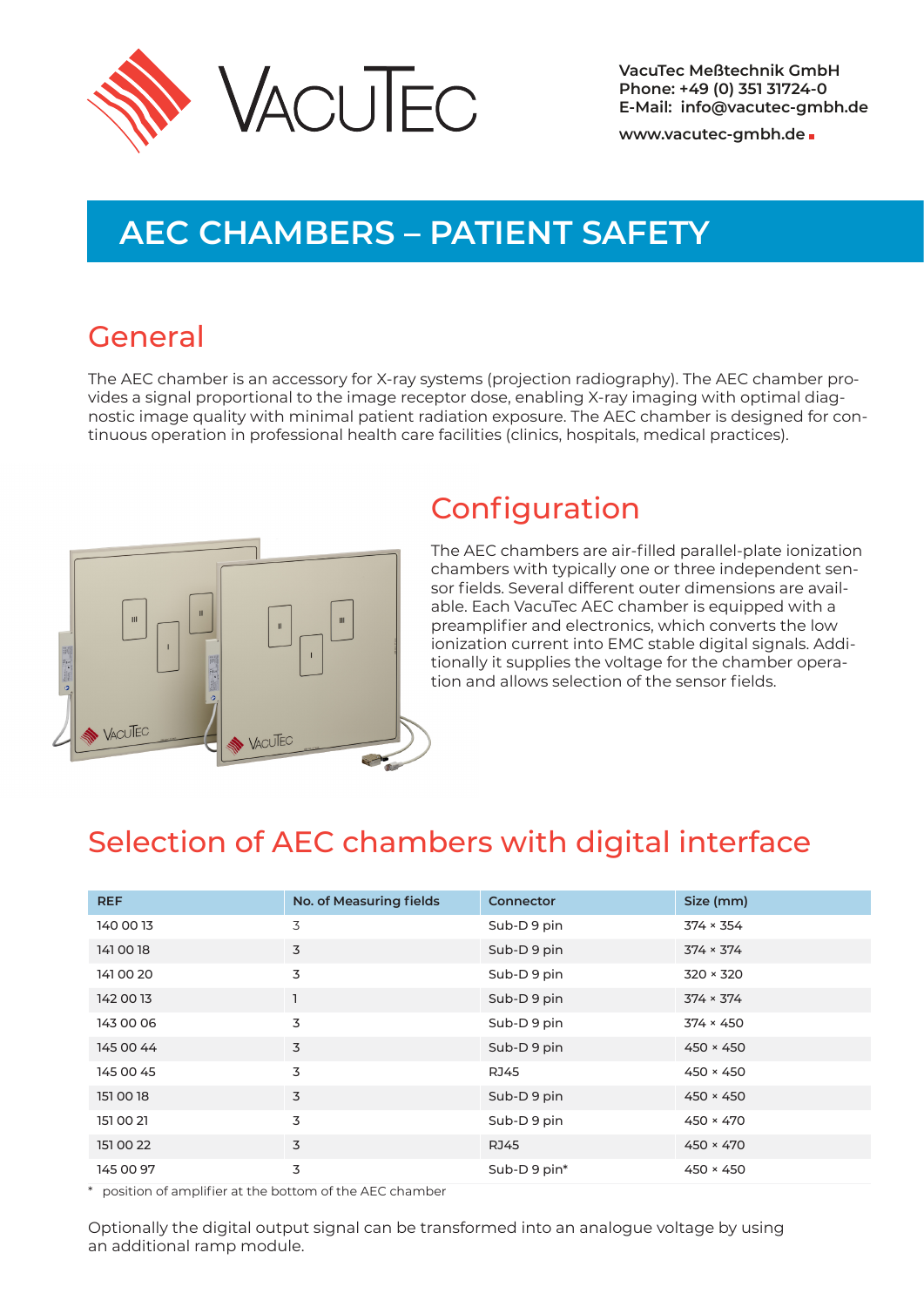VacuTec Meßtechnik GmbH
Phone: +49 (0) 351 31724-0
E-Mail: info@vacutec-gmbh.de

www.vacutec-gmbh.de

# AEC CHAMBERS – PATIENT SAFETY

## General

The AEC chamber is an accessory for X-ray systems (projection radiography). The AEC chamber provides a signal proportional to the image receptor dose, enabling X-ray imaging with optimal diagnostic image quality with minimal patient radiation exposure. The AEC chamber is designed for continuous operation in professional health care facilities (clinics, hospitals, medical practices).

## Configuration

The AEC chambers are air-filled parallel-plate ionization chambers with typically one or three independent sensor fields. Several different outer dimensions are available. Each VacuTec AEC chamber is equipped with a preamplifier and electronics, which converts the low ionization current into EMC stable digital signals. Additionally it supplies the voltage for the chamber operation and allows selection of the sensor fields.

## Selection of AEC chambers with digital interface

| REF | No. of Measuring fields | Connector | Size (mm) |
|---|---|---|---|
| 140 00 13 | 3 | Sub-D 9 pin | 374 × 354 |
| 141 00 18 | 3 | Sub-D 9 pin | 374 × 374 |
| 141 00 20 | 3 | Sub-D 9 pin | 320 × 320 |
| 142 00 13 | 1 | Sub-D 9 pin | 374 × 374 |
| 143 00 06 | 3 | Sub-D 9 pin | 374 × 450 |
| 145 00 44 | 3 | Sub-D 9 pin | 450 × 450 |
| 145 00 45 | 3 | RJ45 | 450 × 450 |
| 151 00 18 | 3 | Sub-D 9 pin | 450 × 450 |
| 151 00 21 | 3 | Sub-D 9 pin | 450 × 470 |
| 151 00 22 | 3 | RJ45 | 450 × 470 |
| 145 00 97 | 3 | Sub-D 9 pin* | 450 × 450 |

\* position of amplifier at the bottom of the AEC chamber

Optionally the digital output signal can be transformed into an analogue voltage by using an additional ramp module.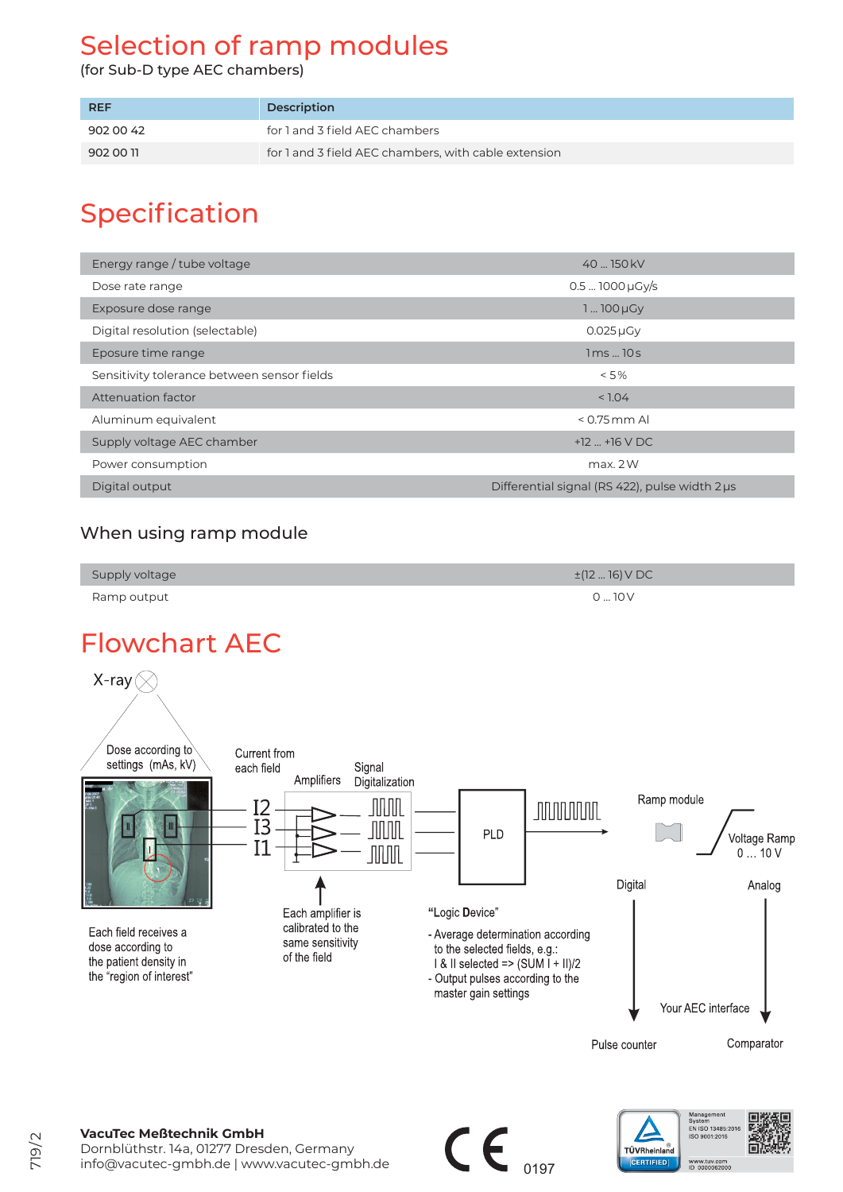# Selection of ramp modules

(for Sub-D type AEC chambers)

| REF | Description |
|---|---|
| 902 00 42 | for 1 and 3 field AEC chambers |
| 902 00 11 | for 1 and 3 field AEC chambers, with cable extension |

# Specification

| | |
|---|---|
| Energy range / tube voltage | 40 ... 150 kV |
| Dose rate range | 0.5 ... 1000 µGy/s |
| Exposure dose range | 1 ... 100 µGy |
| Digital resolution (selectable) | 0.025 µGy |
| Eposure time range | 1 ms ... 10 s |
| Sensitivity tolerance between sensor fields | < 5 % |
| Attenuation factor | < 1.04 |
| Aluminum equivalent | < 0.75 mm Al |
| Supply voltage AEC chamber | +12 ... +16 V DC |
| Power consumption | max. 2 W |
| Digital output | Differential signal (RS 422), pulse width 2 µs |

## When using ramp module

| | |
|---|---|
| Supply voltage | ±(12 ... 16) V DC |
| Ramp output | 0 ... 10 V |

# Flowchart AEC

X-ray

Dose according to settings (mAs, kV)

Current from each field

Amplifiers

Signal Digitalization

I2
I3
I1

PLD

Ramp module

Voltage Ramp 0 ... 10 V

Digital

Analog

Each field receives a dose according to the patient density in the "region of interest"

Each amplifier is calibrated to the same sensitivity of the field

"Logic Device"

- Average determination according to the selected fields, e.g.: I & II selected => (SUM I + II)/2
- Output pulses according to the master gain settings

Your AEC interface

Pulse counter

Comparator

**VacuTec Meßtechnik GmbH**
Dornblüthstr. 14a, 01277 Dresden, Germany
info@vacutec-gmbh.de | www.vacutec-gmbh.de

CE 0197

TÜVRheinland CERTIFIED
Management System EN ISO 13485:2016 ISO 9001:2015
www.tuv.com ID 0000062000